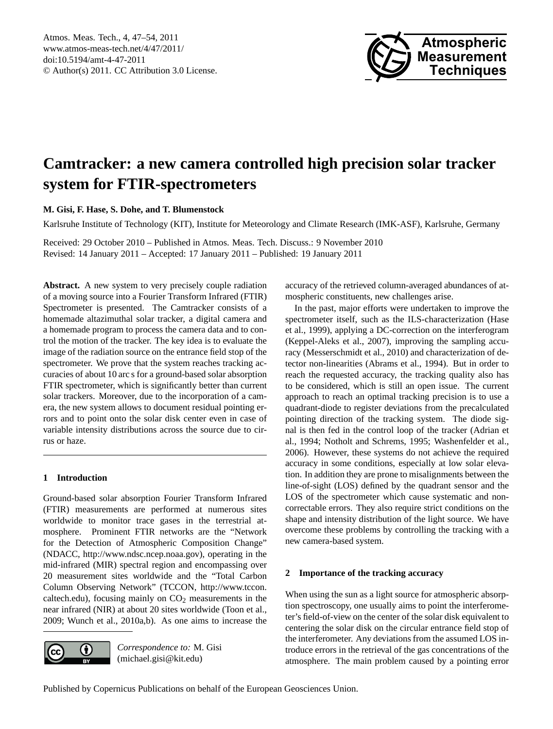# Camtracker: a new camera controlled high precision solar tracker system for FTIR-spectrometers

**M. Gisi, F. Hase, S. Dohe, and T. Blumenstock**

Karlsruhe Institute of Technology (KIT), Institute for Meteorology and Climate Research (IMK-ASF), Karlsruhe, Germany

Received: 29 October 2010 – Published in Atmos. Meas. Tech. Discuss.: 9 November 2010
Revised: 14 January 2011 – Accepted: 17 January 2011 – Published: 19 January 2011

**Abstract.** A new system to very precisely couple radiation of a moving source into a Fourier Transform Infrared (FTIR) Spectrometer is presented. The Camtracker consists of a homemade altazimuthal solar tracker, a digital camera and a homemade program to process the camera data and to control the motion of the tracker. The key idea is to evaluate the image of the radiation source on the entrance field stop of the spectrometer. We prove that the system reaches tracking accuracies of about 10 arc s for a ground-based solar absorption FTIR spectrometer, which is significantly better than current solar trackers. Moreover, due to the incorporation of a camera, the new system allows to document residual pointing errors and to point onto the solar disk center even in case of variable intensity distributions across the source due to cirrus or haze.

## 1 Introduction

Ground-based solar absorption Fourier Transform Infrared (FTIR) measurements are performed at numerous sites worldwide to monitor trace gases in the terrestrial atmosphere. Prominent FTIR networks are the "Network for the Detection of Atmospheric Composition Change" (NDACC, http://www.ndsc.ncep.noaa.gov), operating in the mid-infrared (MIR) spectral region and encompassing over 20 measurement sites worldwide and the "Total Carbon Column Observing Network" (TCCON, http://www.tccon.caltech.edu), focusing mainly on $CO_2$ measurements in the near infrared (NIR) at about 20 sites worldwide (Toon et al., 2009; Wunch et al., 2010a,b). As one aims to increase the accuracy of the retrieved column-averaged abundances of atmospheric constituents, new challenges arise.

In the past, major efforts were undertaken to improve the spectrometer itself, such as the ILS-characterization (Hase et al., 1999), applying a DC-correction on the interferogram (Keppel-Aleks et al., 2007), improving the sampling accuracy (Messerschmidt et al., 2010) and characterization of detector non-linearities (Abrams et al., 1994). But in order to reach the requested accuracy, the tracking quality also has to be considered, which is still an open issue. The current approach to reach an optimal tracking precision is to use a quadrant-diode to register deviations from the precalculated pointing direction of the tracking system. The diode signal is then fed in the control loop of the tracker (Adrian et al., 1994; Notholt and Schrems, 1995; Washenfelder et al., 2006). However, these systems do not achieve the required accuracy in some conditions, especially at low solar elevation. In addition they are prone to misalignments between the line-of-sight (LOS) defined by the quadrant sensor and the LOS of the spectrometer which cause systematic and non-correctable errors. They also require strict conditions on the shape and intensity distribution of the light source. We have overcome these problems by controlling the tracking with a new camera-based system.

## 2 Importance of the tracking accuracy

When using the sun as a light source for atmospheric absorption spectroscopy, one usually aims to point the interferometer's field-of-view on the center of the solar disk equivalent to centering the solar disk on the circular entrance field stop of the interferometer. Any deviations from the assumed LOS introduce errors in the retrieval of the gas concentrations of the atmosphere. The main problem caused by a pointing error

*Correspondence to:* M. Gisi (michael.gisi@kit.edu)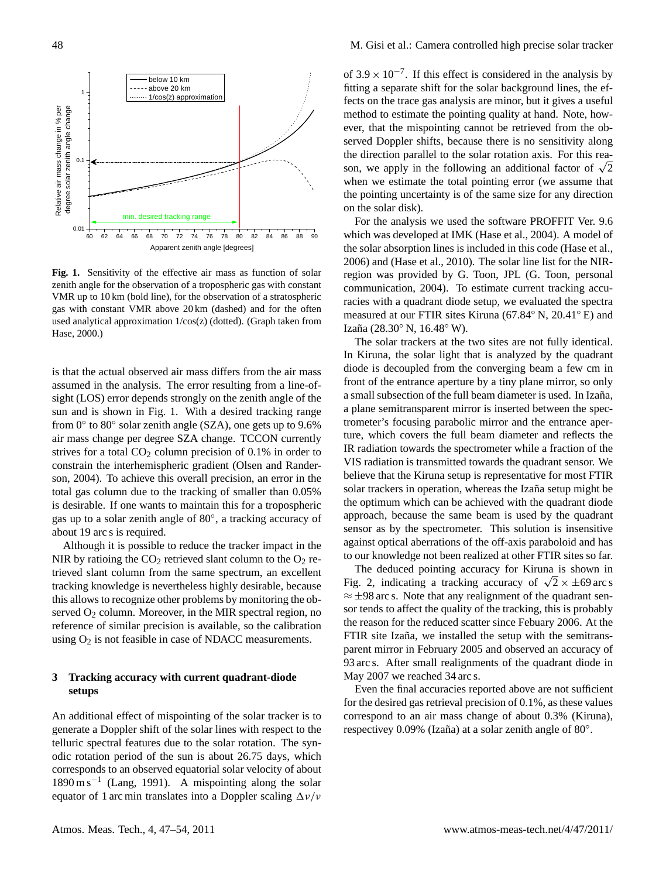**Fig. 1.** Sensitivity of the effective air mass as function of solar zenith angle for the observation of a tropospheric gas with constant VMR up to 10 km (bold line), for the observation of a stratospheric gas with constant VMR above 20 km (dashed) and for the often used analytical approximation 1/cos(z) (dotted). (Graph taken from Hase, 2000.)

is that the actual observed air mass differs from the air mass assumed in the analysis. The error resulting from a line-of-sight (LOS) error depends strongly on the zenith angle of the sun and is shown in Fig. 1. With a desired tracking range from 0° to 80° solar zenith angle (SZA), one gets up to 9.6% air mass change per degree SZA change. TCCON currently strives for a total $CO_2$ column precision of 0.1% in order to constrain the interhemispheric gradient (Olsen and Randerson, 2004). To achieve this overall precision, an error in the total gas column due to the tracking of smaller than 0.05% is desirable. If one wants to maintain this for a tropospheric gas up to a solar zenith angle of 80°, a tracking accuracy of about 19 arc s is required.

Although it is possible to reduce the tracker impact in the NIR by ratioing the $CO_2$ retrieved slant column to the $O_2$ retrieved slant column from the same spectrum, an excellent tracking knowledge is nevertheless highly desirable, because this allows to recognize other problems by monitoring the observed $O_2$ column. Moreover, in the MIR spectral region, no reference of similar precision is available, so the calibration using $O_2$ is not feasible in case of NDACC measurements.

## 3 Tracking accuracy with current quadrant-diode setups

An additional effect of mispointing of the solar tracker is to generate a Doppler shift of the solar lines with respect to the telluric spectral features due to the solar rotation. The synodic rotation period of the sun is about 26.75 days, which corresponds to an observed equatorial solar velocity of about $1890\,\mathrm{m\,s^{-1}}$ (Lang, 1991). A mispointing along the solar equator of 1 arc min translates into a Doppler scaling $\Delta\nu/\nu$ of $3.9 \times 10^{-7}$. If this effect is considered in the analysis by fitting a separate shift for the solar background lines, the effects on the trace gas analysis are minor, but it gives a useful method to estimate the pointing quality at hand. Note, however, that the mispointing cannot be retrieved from the observed Doppler shifts, because there is no sensitivity along the direction parallel to the solar rotation axis. For this reason, we apply in the following an additional factor of $\sqrt{2}$ when we estimate the total pointing error (we assume that the pointing uncertainty is of the same size for any direction on the solar disk).

For the analysis we used the software PROFFIT Ver. 9.6 which was developed at IMK (Hase et al., 2004). A model of the solar absorption lines is included in this code (Hase et al., 2006) and (Hase et al., 2010). The solar line list for the NIR-region was provided by G. Toon, JPL (G. Toon, personal communication, 2004). To estimate current tracking accuracies with a quadrant diode setup, we evaluated the spectra measured at our FTIR sites Kiruna (67.84° N, 20.41° E) and Izaña (28.30° N, 16.48° W).

The solar trackers at the two sites are not fully identical. In Kiruna, the solar light that is analyzed by the quadrant diode is decoupled from the converging beam a few cm in front of the entrance aperture by a tiny plane mirror, so only a small subsection of the full beam diameter is used. In Izaña, a plane semitransparent mirror is inserted between the spectrometer's focusing parabolic mirror and the entrance aperture, which covers the full beam diameter and reflects the IR radiation towards the spectrometer while a fraction of the VIS radiation is transmitted towards the quadrant sensor. We believe that the Kiruna setup is representative for most FTIR solar trackers in operation, whereas the Izaña setup might be the optimum which can be achieved with the quadrant diode approach, because the same beam is used by the quadrant sensor as by the spectrometer. This solution is insensitive against optical aberrations of the off-axis paraboloid and has to our knowledge not been realized at other FTIR sites so far.

The deduced pointing accuracy for Kiruna is shown in Fig. 2, indicating a tracking accuracy of $\sqrt{2} \times \pm 69$ arc s $\approx \pm 98$ arc s. Note that any realignment of the quadrant sensor tends to affect the quality of the tracking, this is probably the reason for the reduced scatter since Febuary 2006. At the FTIR site Izaña, we installed the setup with the semitransparent mirror in February 2005 and observed an accuracy of 93 arc s. After small realignments of the quadrant diode in May 2007 we reached 34 arc s.

Even the final accuracies reported above are not sufficient for the desired gas retrieval precision of 0.1%, as these values correspond to an air mass change of about 0.3% (Kiruna), respectivey 0.09% (Izaña) at a solar zenith angle of 80°.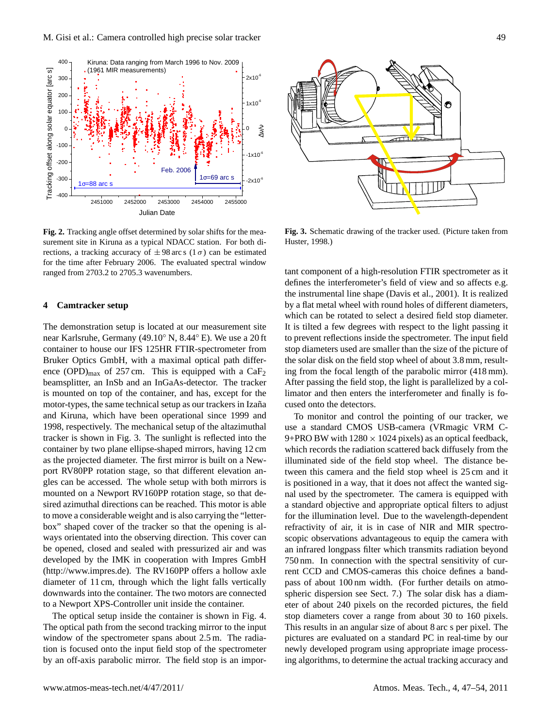**Fig. 2.** Tracking angle offset determined by solar shifts for the measurement site in Kiruna as a typical NDACC station. For both directions, a tracking accuracy of $\pm 98$ arc s ($1\sigma$) can be estimated for the time after February 2006. The evaluated spectral window ranged from 2703.2 to 2705.3 wavenumbers.

**Fig. 3.** Schematic drawing of the tracker used. (Picture taken from Huster, 1998.)

## 4 Camtracker setup

The demonstration setup is located at our measurement site near Karlsruhe, Germany (49.10° N, 8.44° E). We use a 20 ft container to house our IFS 125HR FTIR-spectrometer from Bruker Optics GmbH, with a maximal optical path difference $(\mathrm{OPD})_{\mathrm{max}}$ of 257 cm. This is equipped with a $CaF_2$ beamsplitter, an InSb and an InGaAs-detector. The tracker is mounted on top of the container, and has, except for the motor-types, the same technical setup as our trackers in Izaña and Kiruna, which have been operational since 1999 and 1998, respectively. The mechanical setup of the altazimuthal tracker is shown in Fig. 3. The sunlight is reflected into the container by two plane ellipse-shaped mirrors, having 12 cm as the projected diameter. The first mirror is built on a Newport RV80PP rotation stage, so that different elevation angles can be accessed. The whole setup with both mirrors is mounted on a Newport RV160PP rotation stage, so that desired azimuthal directions can be reached. This motor is able to move a considerable weight and is also carrying the "letterbox" shaped cover of the tracker so that the opening is always orientated into the observing direction. This cover can be opened, closed and sealed with pressurized air and was developed by the IMK in cooperation with Impres GmbH (http://www.impres.de). The RV160PP offers a hollow axle diameter of 11 cm, through which the light falls vertically downwards into the container. The two motors are connected to a Newport XPS-Controller unit inside the container.

The optical setup inside the container is shown in Fig. 4. The optical path from the second tracking mirror to the input window of the spectrometer spans about 2.5 m. The radiation is focused onto the input field stop of the spectrometer by an off-axis parabolic mirror. The field stop is an important component of a high-resolution FTIR spectrometer as it defines the interferometer's field of view and so affects e.g. the instrumental line shape (Davis et al., 2001). It is realized by a flat metal wheel with round holes of different diameters, which can be rotated to select a desired field stop diameter. It is tilted a few degrees with respect to the light passing it to prevent reflections inside the spectrometer. The input field stop diameters used are smaller than the size of the picture of the solar disk on the field stop wheel of about 3.8 mm, resulting from the focal length of the parabolic mirror (418 mm). After passing the field stop, the light is parallelized by a collimator and then enters the interferometer and finally is focused onto the detectors.

To monitor and control the pointing of our tracker, we use a standard CMOS USB-camera (VRmagic VRM C-9+PRO BW with $1280 \times 1024$ pixels) as an optical feedback, which records the radiation scattered back diffusely from the illuminated side of the field stop wheel. The distance between this camera and the field stop wheel is 25 cm and it is positioned in a way, that it does not affect the wanted signal used by the spectrometer. The camera is equipped with a standard objective and appropriate optical filters to adjust for the illumination level. Due to the wavelength-dependent refractivity of air, it is in case of NIR and MIR spectroscopic observations advantageous to equip the camera with an infrared longpass filter which transmits radiation beyond 750 nm. In connection with the spectral sensitivity of current CCD and CMOS-cameras this choice defines a bandpass of about 100 nm width. (For further details on atmospheric dispersion see Sect. 7.) The solar disk has a diameter of about 240 pixels on the recorded pictures, the field stop diameters cover a range from about 30 to 160 pixels. This results in an angular size of about 8 arc s per pixel. The pictures are evaluated on a standard PC in real-time by our newly developed program using appropriate image processing algorithms, to determine the actual tracking accuracy and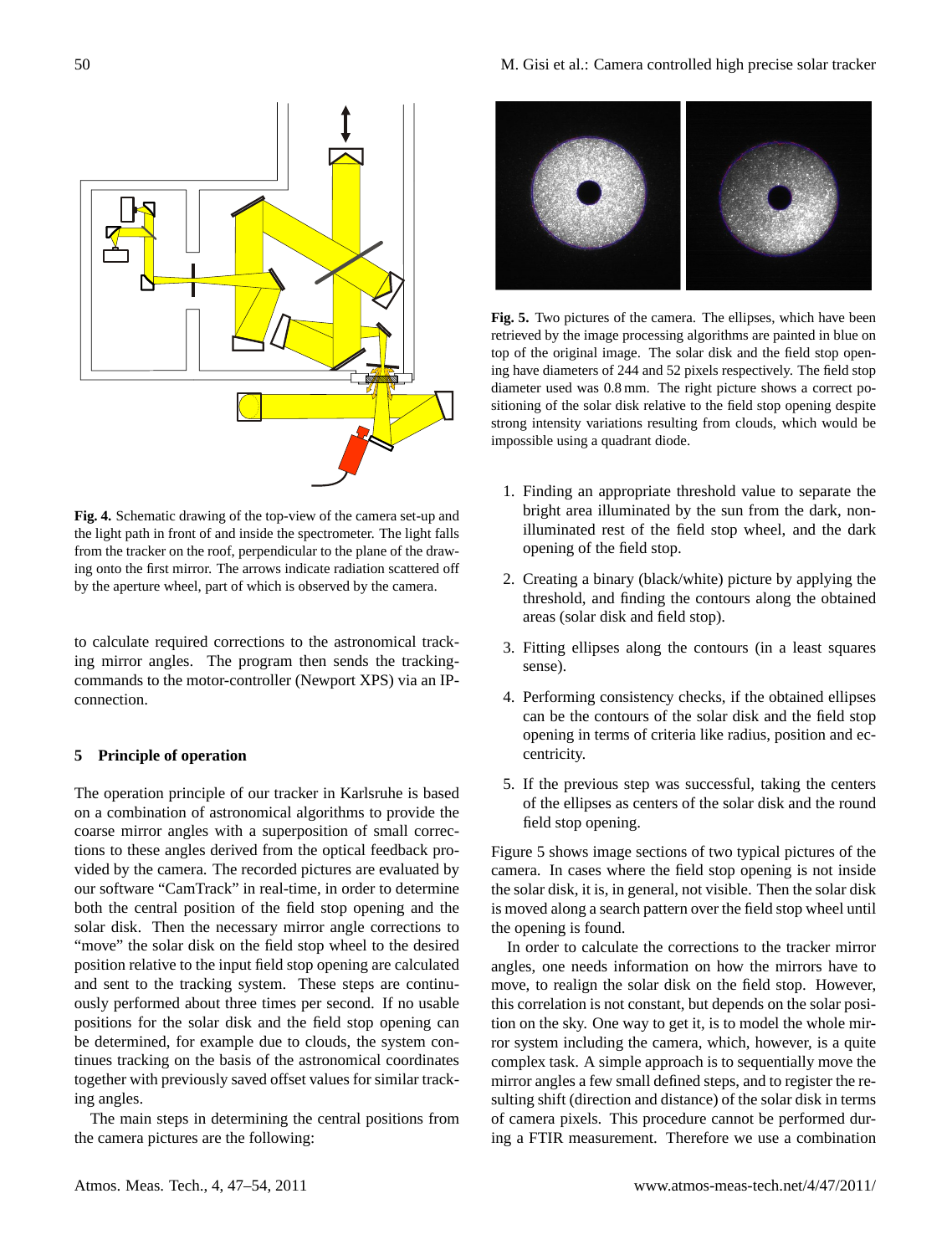**Fig. 4.** Schematic drawing of the top-view of the camera set-up and the light path in front of and inside the spectrometer. The light falls from the tracker on the roof, perpendicular to the plane of the drawing onto the first mirror. The arrows indicate radiation scattered off by the aperture wheel, part of which is observed by the camera.

to calculate required corrections to the astronomical tracking mirror angles. The program then sends the tracking-commands to the motor-controller (Newport XPS) via an IP-connection.

## 5 Principle of operation

The operation principle of our tracker in Karlsruhe is based on a combination of astronomical algorithms to provide the coarse mirror angles with a superposition of small corrections to these angles derived from the optical feedback provided by the camera. The recorded pictures are evaluated by our software "CamTrack" in real-time, in order to determine both the central position of the field stop opening and the solar disk. Then the necessary mirror angle corrections to "move" the solar disk on the field stop wheel to the desired position relative to the input field stop opening are calculated and sent to the tracking system. These steps are continuously performed about three times per second. If no usable positions for the solar disk and the field stop opening can be determined, for example due to clouds, the system continues tracking on the basis of the astronomical coordinates together with previously saved offset values for similar tracking angles.

The main steps in determining the central positions from the camera pictures are the following:

**Fig. 5.** Two pictures of the camera. The ellipses, which have been retrieved by the image processing algorithms are painted in blue on top of the original image. The solar disk and the field stop opening have diameters of 244 and 52 pixels respectively. The field stop diameter used was 0.8 mm. The right picture shows a correct positioning of the solar disk relative to the field stop opening despite strong intensity variations resulting from clouds, which would be impossible using a quadrant diode.

1. Finding an appropriate threshold value to separate the bright area illuminated by the sun from the dark, non-illuminated rest of the field stop wheel, and the dark opening of the field stop.
2. Creating a binary (black/white) picture by applying the threshold, and finding the contours along the obtained areas (solar disk and field stop).
3. Fitting ellipses along the contours (in a least squares sense).
4. Performing consistency checks, if the obtained ellipses can be the contours of the solar disk and the field stop opening in terms of criteria like radius, position and eccentricity.
5. If the previous step was successful, taking the centers of the ellipses as centers of the solar disk and the round field stop opening.

Figure 5 shows image sections of two typical pictures of the camera. In cases where the field stop opening is not inside the solar disk, it is, in general, not visible. Then the solar disk is moved along a search pattern over the field stop wheel until the opening is found.

In order to calculate the corrections to the tracker mirror angles, one needs information on how the mirrors have to move, to realign the solar disk on the field stop. However, this correlation is not constant, but depends on the solar position on the sky. One way to get it, is to model the whole mirror system including the camera, which, however, is a quite complex task. A simple approach is to sequentially move the mirror angles a few small defined steps, and to register the resulting shift (direction and distance) of the solar disk in terms of camera pixels. This procedure cannot be performed during a FTIR measurement. Therefore we use a combination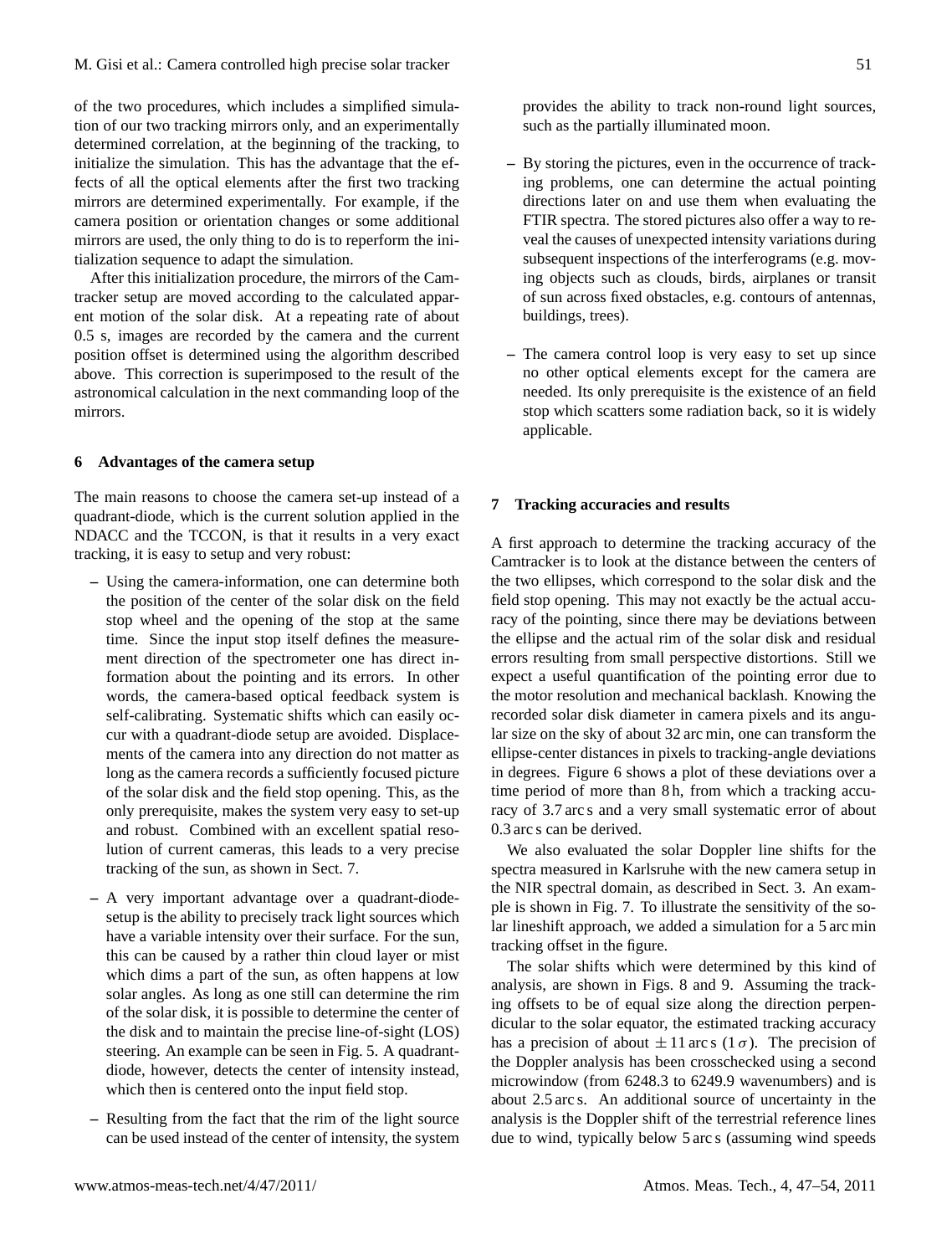of the two procedures, which includes a simplified simulation of our two tracking mirrors only, and an experimentally determined correlation, at the beginning of the tracking, to initialize the simulation. This has the advantage that the effects of all the optical elements after the first two tracking mirrors are determined experimentally. For example, if the camera position or orientation changes or some additional mirrors are used, the only thing to do is to reperform the initialization sequence to adapt the simulation.

After this initialization procedure, the mirrors of the Camtracker setup are moved according to the calculated apparent motion of the solar disk. At a repeating rate of about 0.5 s, images are recorded by the camera and the current position offset is determined using the algorithm described above. This correction is superimposed to the result of the astronomical calculation in the next commanding loop of the mirrors.

## 6 Advantages of the camera setup

The main reasons to choose the camera set-up instead of a quadrant-diode, which is the current solution applied in the NDACC and the TCCON, is that it results in a very exact tracking, it is easy to setup and very robust:

- Using the camera-information, one can determine both the position of the center of the solar disk on the field stop wheel and the opening of the stop at the same time. Since the input stop itself defines the measurement direction of the spectrometer one has direct information about the pointing and its errors. In other words, the camera-based optical feedback system is self-calibrating. Systematic shifts which can easily occur with a quadrant-diode setup are avoided. Displacements of the camera into any direction do not matter as long as the camera records a sufficiently focused picture of the solar disk and the field stop opening. This, as the only prerequisite, makes the system very easy to set-up and robust. Combined with an excellent spatial resolution of current cameras, this leads to a very precise tracking of the sun, as shown in Sect. 7.
- A very important advantage over a quadrant-diode-setup is the ability to precisely track light sources which have a variable intensity over their surface. For the sun, this can be caused by a rather thin cloud layer or mist which dims a part of the sun, as often happens at low solar angles. As long as one still can determine the rim of the solar disk, it is possible to determine the center of the disk and to maintain the precise line-of-sight (LOS) steering. An example can be seen in Fig. 5. A quadrant-diode, however, detects the center of intensity instead, which then is centered onto the input field stop.
- Resulting from the fact that the rim of the light source can be used instead of the center of intensity, the system provides the ability to track non-round light sources, such as the partially illuminated moon.
- By storing the pictures, even in the occurrence of tracking problems, one can determine the actual pointing directions later on and use them when evaluating the FTIR spectra. The stored pictures also offer a way to reveal the causes of unexpected intensity variations during subsequent inspections of the interferograms (e.g. moving objects such as clouds, birds, airplanes or transit of sun across fixed obstacles, e.g. contours of antennas, buildings, trees).
- The camera control loop is very easy to set up since no other optical elements except for the camera are needed. Its only prerequisite is the existence of an field stop which scatters some radiation back, so it is widely applicable.

## 7 Tracking accuracies and results

A first approach to determine the tracking accuracy of the Camtracker is to look at the distance between the centers of the two ellipses, which correspond to the solar disk and the field stop opening. This may not exactly be the actual accuracy of the pointing, since there may be deviations between the ellipse and the actual rim of the solar disk and residual errors resulting from small perspective distortions. Still we expect a useful quantification of the pointing error due to the motor resolution and mechanical backlash. Knowing the recorded solar disk diameter in camera pixels and its angular size on the sky of about 32 arc min, one can transform the ellipse-center distances in pixels to tracking-angle deviations in degrees. Figure 6 shows a plot of these deviations over a time period of more than 8 h, from which a tracking accuracy of 3.7 arc s and a very small systematic error of about 0.3 arc s can be derived.

We also evaluated the solar Doppler line shifts for the spectra measured in Karlsruhe with the new camera setup in the NIR spectral domain, as described in Sect. 3. An example is shown in Fig. 7. To illustrate the sensitivity of the solar lineshift approach, we added a simulation for a 5 arc min tracking offset in the figure.

The solar shifts which were determined by this kind of analysis, are shown in Figs. 8 and 9. Assuming the tracking offsets to be of equal size along the direction perpendicular to the solar equator, the estimated tracking accuracy has a precision of about $\pm 11$ arc s ($1\,\sigma$). The precision of the Doppler analysis has been crosschecked using a second microwindow (from 6248.3 to 6249.9 wavenumbers) and is about 2.5 arc s. An additional source of uncertainty in the analysis is the Doppler shift of the terrestrial reference lines due to wind, typically below 5 arc s (assuming wind speeds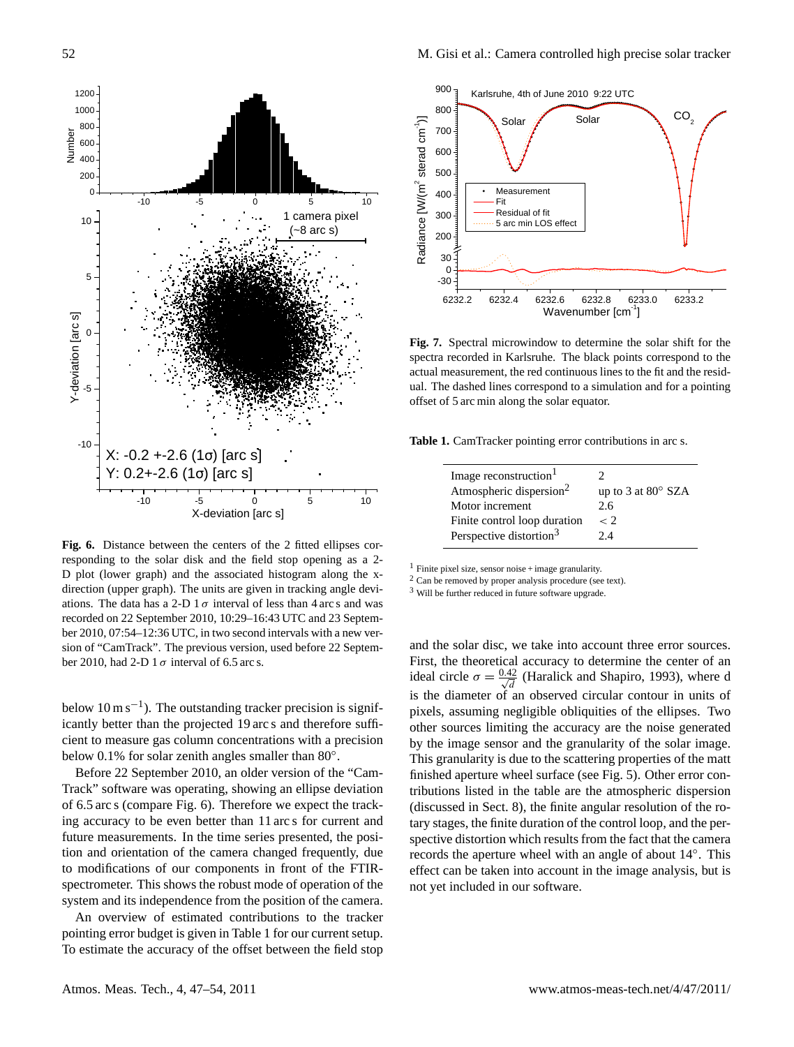**Fig. 6.** Distance between the centers of the 2 fitted ellipses corresponding to the solar disk and the field stop opening as a 2-D plot (lower graph) and the associated histogram along the x-direction (upper graph). The angles are given in tracking angle deviations. The data has a 2-D 1 $\sigma$ interval of less than 4 arc s and was recorded on 22 September 2010, 10:29–16:43 UTC and 23 September 2010, 07:54–12:36 UTC, in two second intervals with a new version of "CamTrack". The previous version, used before 22 September 2010, had 2-D 1 $\sigma$ interval of 6.5 arc s.

below $10\,\mathrm{m\,s^{-1}}$). The outstanding tracker precision is significantly better than the projected 19 arc s and therefore sufficient to measure gas column concentrations with a precision below 0.1% for solar zenith angles smaller than 80°.

Before 22 September 2010, an older version of the "CamTrack" software was operating, showing an ellipse deviation of 6.5 arc s (compare Fig. 6). Therefore we expect the tracking accuracy to be even better than 11 arc s for current and future measurements. In the time series presented, the position and orientation of the camera changed frequently, due to modifications of our components in front of the FTIR-spectrometer. This shows the robust mode of operation of the system and its independence from the position of the camera.

An overview of estimated contributions to the tracker pointing error budget is given in Table 1 for our current setup. To estimate the accuracy of the offset between the field stop and the solar disc, we take into account three error sources. First, the theoretical accuracy to determine the center of an ideal circle $\sigma = \frac{0.42}{\sqrt{d}}$ (Haralick and Shapiro, 1993), where d is the diameter of an observed circular contour in units of pixels, assuming negligible obliquities of the ellipses. Two other sources limiting the accuracy are the noise generated by the image sensor and the granularity of the solar image. This granularity is due to the scattering properties of the matt finished aperture wheel surface (see Fig. 5). Other error contributions listed in the table are the atmospheric dispersion (discussed in Sect. 8), the finite angular resolution of the rotary stages, the finite duration of the control loop, and the perspective distortion which results from the fact that the camera records the aperture wheel with an angle of about 14°. This effect can be taken into account in the image analysis, but is not yet included in our software.

**Fig. 7.** Spectral microwindow to determine the solar shift for the spectra recorded in Karlsruhe. The black points correspond to the actual measurement, the red continuous lines to the fit and the residual. The dashed lines correspond to a simulation and for a pointing offset of 5 arc min along the solar equator.

**Table 1.** CamTracker pointing error contributions in arc s.

| | |
|---|---|
| Image reconstruction[1] | 2 |
| Atmospheric dispersion[2] | up to 3 at 80° SZA |
| Motor increment | 2.6 |
| Finite control loop duration | $< 2$ |
| Perspective distortion[3] | 2.4 |

[1] Finite pixel size, sensor noise + image granularity.
[2] Can be removed by proper analysis procedure (see text).
[3] Will be further reduced in future software upgrade.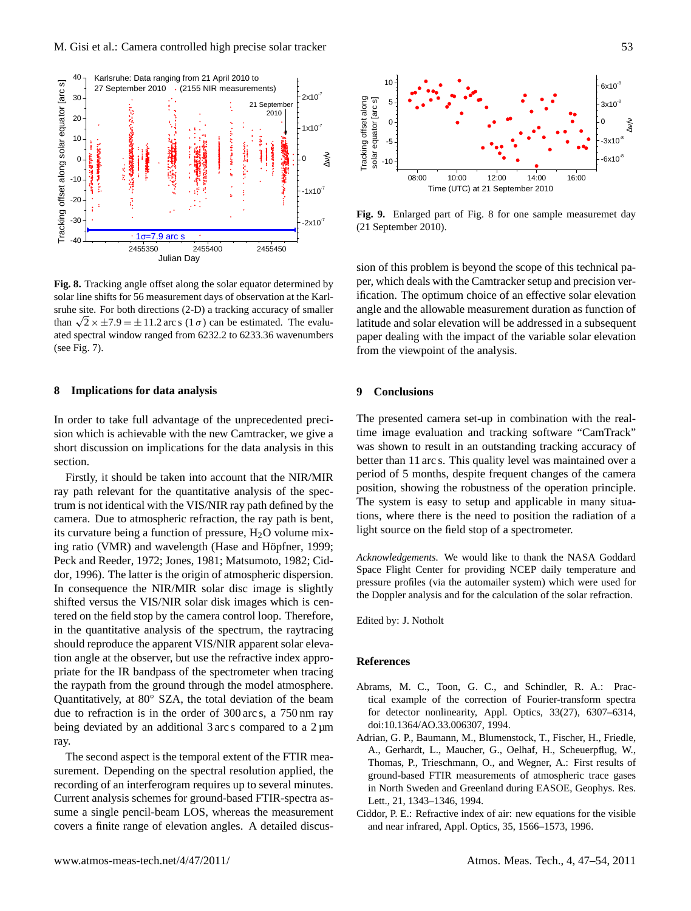**Fig. 8.** Tracking angle offset along the solar equator determined by solar line shifts for 56 measurement days of observation at the Karlsruhe site. For both directions (2-D) a tracking accuracy of smaller than $\sqrt{2} \times \pm 7.9 = \pm 11.2$ arc s ($1\sigma$) can be estimated. The evaluated spectral window ranged from 6232.2 to 6233.36 wavenumbers (see Fig. 7).

**Fig. 9.** Enlarged part of Fig. 8 for one sample measuremet day (21 September 2010).

## 8 Implications for data analysis

In order to take full advantage of the unprecedented precision which is achievable with the new Camtracker, we give a short discussion on implications for the data analysis in this section.

Firstly, it should be taken into account that the NIR/MIR ray path relevant for the quantitative analysis of the spectrum is not identical with the VIS/NIR ray path defined by the camera. Due to atmospheric refraction, the ray path is bent, its curvature being a function of pressure, $H_2O$ volume mixing ratio (VMR) and wavelength (Hase and Höpfner, 1999; Peck and Reeder, 1972; Jones, 1981; Matsumoto, 1982; Ciddor, 1996). The latter is the origin of atmospheric dispersion. In consequence the NIR/MIR solar disc image is slightly shifted versus the VIS/NIR solar disk images which is centered on the field stop by the camera control loop. Therefore, in the quantitative analysis of the spectrum, the raytracing should reproduce the apparent VIS/NIR apparent solar elevation angle at the observer, but use the refractive index appropriate for the IR bandpass of the spectrometer when tracing the raypath from the ground through the model atmosphere. Quantitatively, at 80° SZA, the total deviation of the beam due to refraction is in the order of 300 arc s, a 750 nm ray being deviated by an additional 3 arc s compared to a 2 µm ray.

The second aspect is the temporal extent of the FTIR measurement. Depending on the spectral resolution applied, the recording of an interferogram requires up to several minutes. Current analysis schemes for ground-based FTIR-spectra assume a single pencil-beam LOS, whereas the measurement covers a finite range of elevation angles. A detailed discussion of this problem is beyond the scope of this technical paper, which deals with the Camtracker setup and precision verification. The optimum choice of an effective solar elevation angle and the allowable measurement duration as function of latitude and solar elevation will be addressed in a subsequent paper dealing with the impact of the variable solar elevation from the viewpoint of the analysis.

## 9 Conclusions

The presented camera set-up in combination with the real-time image evaluation and tracking software "CamTrack" was shown to result in an outstanding tracking accuracy of better than 11 arc s. This quality level was maintained over a period of 5 months, despite frequent changes of the camera position, showing the robustness of the operation principle. The system is easy to setup and applicable in many situations, where there is the need to position the radiation of a light source on the field stop of a spectrometer.

*Acknowledgements.* We would like to thank the NASA Goddard Space Flight Center for providing NCEP daily temperature and pressure profiles (via the automailer system) which were used for the Doppler analysis and for the calculation of the solar refraction.

Edited by: J. Notholt

## References

Abrams, M. C., Toon, G. C., and Schindler, R. A.: Practical example of the correction of Fourier-transform spectra for detector nonlinearity, Appl. Optics, 33(27), 6307–6314, doi:10.1364/AO.33.006307, 1994.

Adrian, G. P., Baumann, M., Blumenstock, T., Fischer, H., Friedle, A., Gerhardt, L., Maucher, G., Oelhaf, H., Scheuerpflug, W., Thomas, P., Trieschmann, O., and Wegner, A.: First results of ground-based FTIR measurements of atmospheric trace gases in North Sweden and Greenland during EASOE, Geophys. Res. Lett., 21, 1343–1346, 1994.

Ciddor, P. E.: Refractive index of air: new equations for the visible and near infrared, Appl. Optics, 35, 1566–1573, 1996.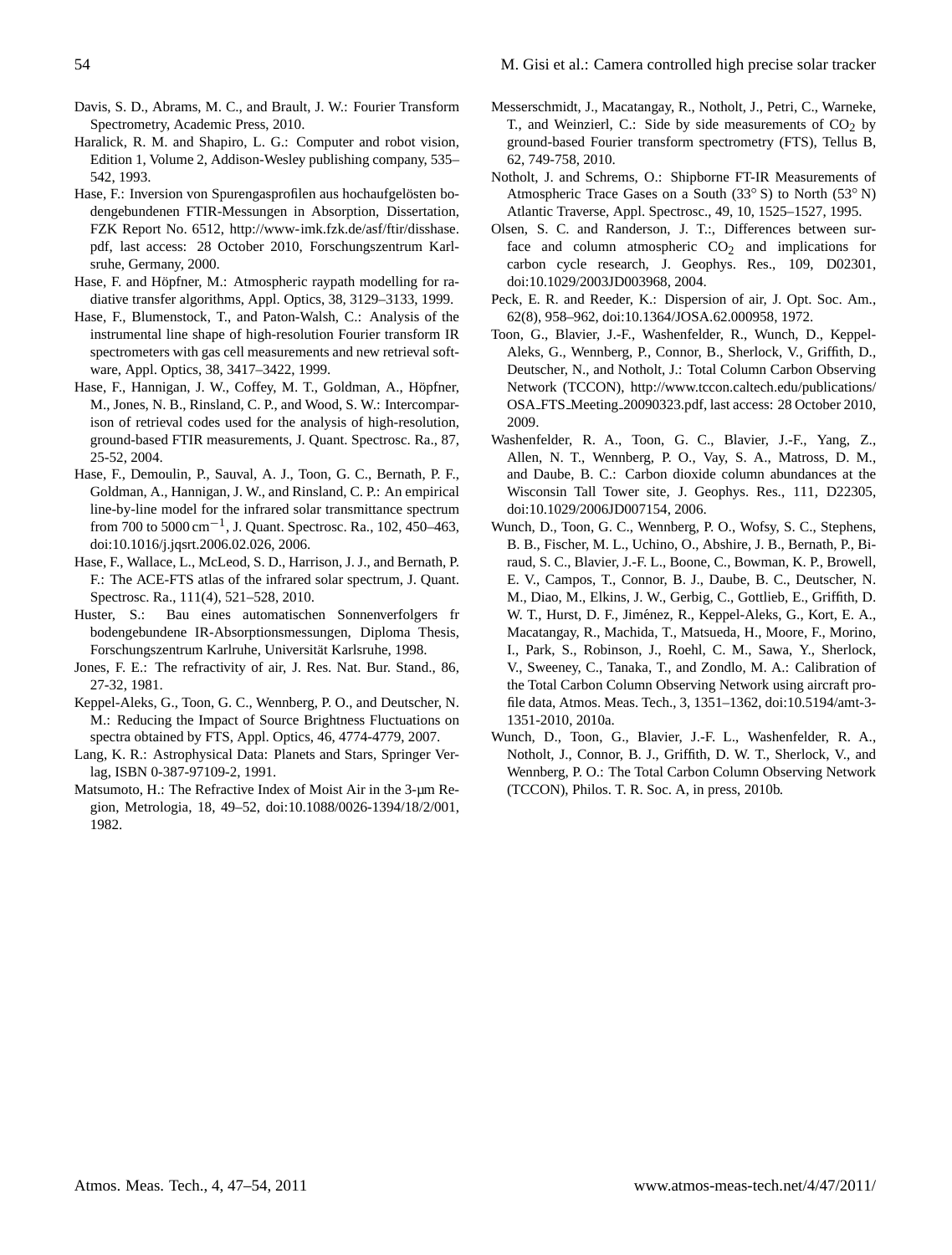Davis, S. D., Abrams, M. C., and Brault, J. W.: Fourier Transform Spectrometry, Academic Press, 2010.

Haralick, R. M. and Shapiro, L. G.: Computer and robot vision, Edition 1, Volume 2, Addison-Wesley publishing company, 535–542, 1993.

Hase, F.: Inversion von Spurengasprofilen aus hochaufgelösten bodengebundenen FTIR-Messungen in Absorption, Dissertation, FZK Report No. 6512, http://www-imk.fzk.de/asf/ftir/disshase.pdf, last access: 28 October 2010, Forschungszentrum Karlsruhe, Germany, 2000.

Hase, F. and Höpfner, M.: Atmospheric raypath modelling for radiative transfer algorithms, Appl. Optics, 38, 3129–3133, 1999.

Hase, F., Blumenstock, T., and Paton-Walsh, C.: Analysis of the instrumental line shape of high-resolution Fourier transform IR spectrometers with gas cell measurements and new retrieval software, Appl. Optics, 38, 3417–3422, 1999.

Hase, F., Hannigan, J. W., Coffey, M. T., Goldman, A., Höpfner, M., Jones, N. B., Rinsland, C. P., and Wood, S. W.: Intercomparison of retrieval codes used for the analysis of high-resolution, ground-based FTIR measurements, J. Quant. Spectrosc. Ra., 87, 25-52, 2004.

Hase, F., Demoulin, P., Sauval, A. J., Toon, G. C., Bernath, P. F., Goldman, A., Hannigan, J. W., and Rinsland, C. P.: An empirical line-by-line model for the infrared solar transmittance spectrum from 700 to 5000 $cm^{-1}$, J. Quant. Spectrosc. Ra., 102, 450–463, doi:10.1016/j.jqsrt.2006.02.026, 2006.

Hase, F., Wallace, L., McLeod, S. D., Harrison, J. J., and Bernath, P. F.: The ACE-FTS atlas of the infrared solar spectrum, J. Quant. Spectrosc. Ra., 111(4), 521–528, 2010.

Huster, S.: Bau eines automatischen Sonnenverfolgers fr bodengebundene IR-Absorptionsmessungen, Diploma Thesis, Forschungszentrum Karlsruhe, Universität Karlsruhe, 1998.

Jones, F. E.: The refractivity of air, J. Res. Nat. Bur. Stand., 86, 27-32, 1981.

Keppel-Aleks, G., Toon, G. C., Wennberg, P. O., and Deutscher, N. M.: Reducing the Impact of Source Brightness Fluctuations on spectra obtained by FTS, Appl. Optics, 46, 4774-4779, 2007.

Lang, K. R.: Astrophysical Data: Planets and Stars, Springer Verlag, ISBN 0-387-97109-2, 1991.

Matsumoto, H.: The Refractive Index of Moist Air in the 3-μm Region, Metrologia, 18, 49–52, doi:10.1088/0026-1394/18/2/001, 1982.

Messerschmidt, J., Macatangay, R., Notholt, J., Petri, C., Warneke, T., and Weinzierl, C.: Side by side measurements of $CO_2$ by ground-based Fourier transform spectrometry (FTS), Tellus B, 62, 749-758, 2010.

Notholt, J. and Schrems, O.: Shipborne FT-IR Measurements of Atmospheric Trace Gases on a South (33° S) to North (53° N) Atlantic Traverse, Appl. Spectrosc., 49, 10, 1525–1527, 1995.

Olsen, S. C. and Randerson, J. T.:, Differences between surface and column atmospheric $CO_2$ and implications for carbon cycle research, J. Geophys. Res., 109, D02301, doi:10.1029/2003JD003968, 2004.

Peck, E. R. and Reeder, K.: Dispersion of air, J. Opt. Soc. Am., 62(8), 958–962, doi:10.1364/JOSA.62.000958, 1972.

Toon, G., Blavier, J.-F., Washenfelder, R., Wunch, D., Keppel-Aleks, G., Wennberg, P., Connor, B., Sherlock, V., Griffith, D., Deutscher, N., and Notholt, J.: Total Column Carbon Observing Network (TCCON), http://www.tccon.caltech.edu/publications/OSA_FTS_Meeting_20090323.pdf, last access: 28 October 2010, 2009.

Washenfelder, R. A., Toon, G. C., Blavier, J.-F., Yang, Z., Allen, N. T., Wennberg, P. O., Vay, S. A., Matross, D. M., and Daube, B. C.: Carbon dioxide column abundances at the Wisconsin Tall Tower site, J. Geophys. Res., 111, D22305, doi:10.1029/2006JD007154, 2006.

Wunch, D., Toon, G. C., Wennberg, P. O., Wofsy, S. C., Stephens, B. B., Fischer, M. L., Uchino, O., Abshire, J. B., Bernath, P., Biraud, S. C., Blavier, J.-F. L., Boone, C., Bowman, K. P., Browell, E. V., Campos, T., Connor, B. J., Daube, B. C., Deutscher, N. M., Diao, M., Elkins, J. W., Gerbig, C., Gottlieb, E., Griffith, D. W. T., Hurst, D. F., Jiménez, R., Keppel-Aleks, G., Kort, E. A., Macatangay, R., Machida, T., Matsueda, H., Moore, F., Morino, I., Park, S., Robinson, J., Roehl, C. M., Sawa, Y., Sherlock, V., Sweeney, C., Tanaka, T., and Zondlo, M. A.: Calibration of the Total Carbon Column Observing Network using aircraft profile data, Atmos. Meas. Tech., 3, 1351–1362, doi:10.5194/amt-3-1351-2010, 2010a.

Wunch, D., Toon, G., Blavier, J.-F. L., Washenfelder, R. A., Notholt, J., Connor, B. J., Griffith, D. W. T., Sherlock, V., and Wennberg, P. O.: The Total Carbon Column Observing Network (TCCON), Philos. T. R. Soc. A, in press, 2010b.